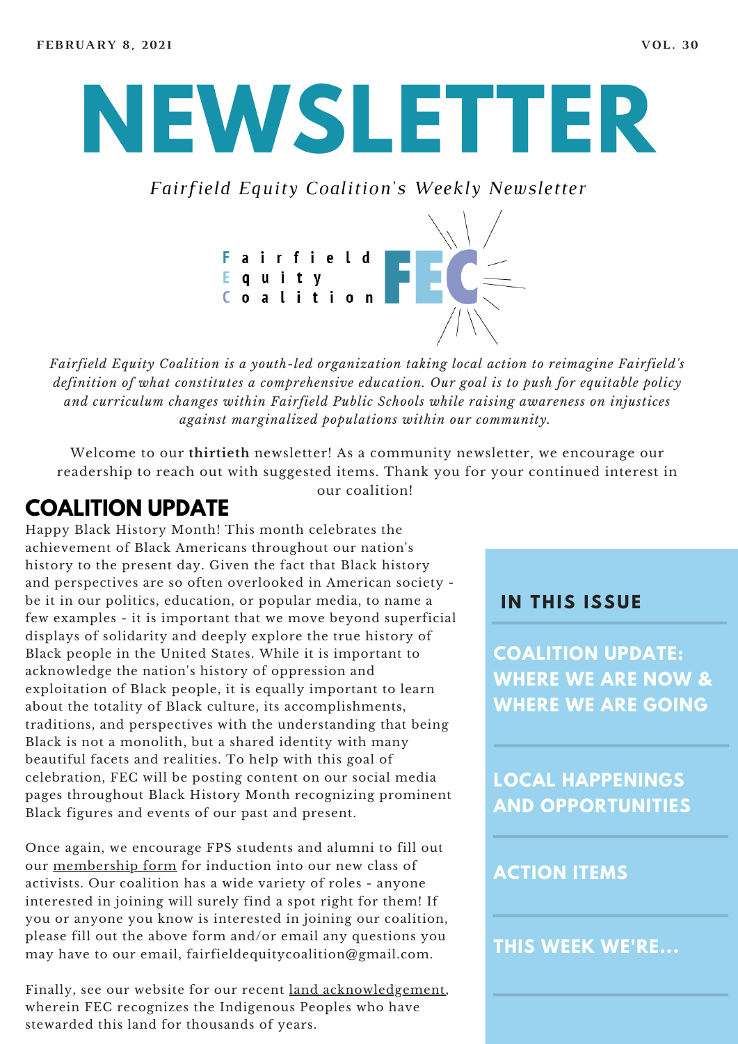FEBRUARY 8, 2021 VOL. 30

# NEWSLETTER

*Fairfield Equity Coalition's Weekly Newsletter*

Fairfield
Equity
Coalition
FEC

*Fairfield Equity Coalition is a youth-led organization taking local action to reimagine Fairfield's definition of what constitutes a comprehensive education. Our goal is to push for equitable policy and curriculum changes within Fairfield Public Schools while raising awareness on injustices against marginalized populations within our community.*

Welcome to our **thirtieth** newsletter! As a community newsletter, we encourage our readership to reach out with suggested items. Thank you for your continued interest in our coalition!

## COALITION UPDATE

Happy Black History Month! This month celebrates the achievement of Black Americans throughout our nation's history to the present day. Given the fact that Black history and perspectives are so often overlooked in American society - be it in our politics, education, or popular media, to name a few examples - it is important that we move beyond superficial displays of solidarity and deeply explore the true history of Black people in the United States. While it is important to acknowledge the nation's history of oppression and exploitation of Black people, it is equally important to learn about the totality of Black culture, its accomplishments, traditions, and perspectives with the understanding that being Black is not a monolith, but a shared identity with many beautiful facets and realities. To help with this goal of celebration, FEC will be posting content on our social media pages throughout Black History Month recognizing prominent Black figures and events of our past and present.

Once again, we encourage FPS students and alumni to fill out our membership form for induction into our new class of activists. Our coalition has a wide variety of roles - anyone interested in joining will surely find a spot right for them! If you or anyone you know is interested in joining our coalition, please fill out the above form and/or email any questions you may have to our email, fairfieldequitycoalition@gmail.com.

Finally, see our website for our recent land acknowledgement, wherein FEC recognizes the Indigenous Peoples who have stewarded this land for thousands of years.

### IN THIS ISSUE

- COALITION UPDATE: WHERE WE ARE NOW & WHERE WE ARE GOING
- LOCAL HAPPENINGS AND OPPORTUNITIES
- ACTION ITEMS
- THIS WEEK WE'RE...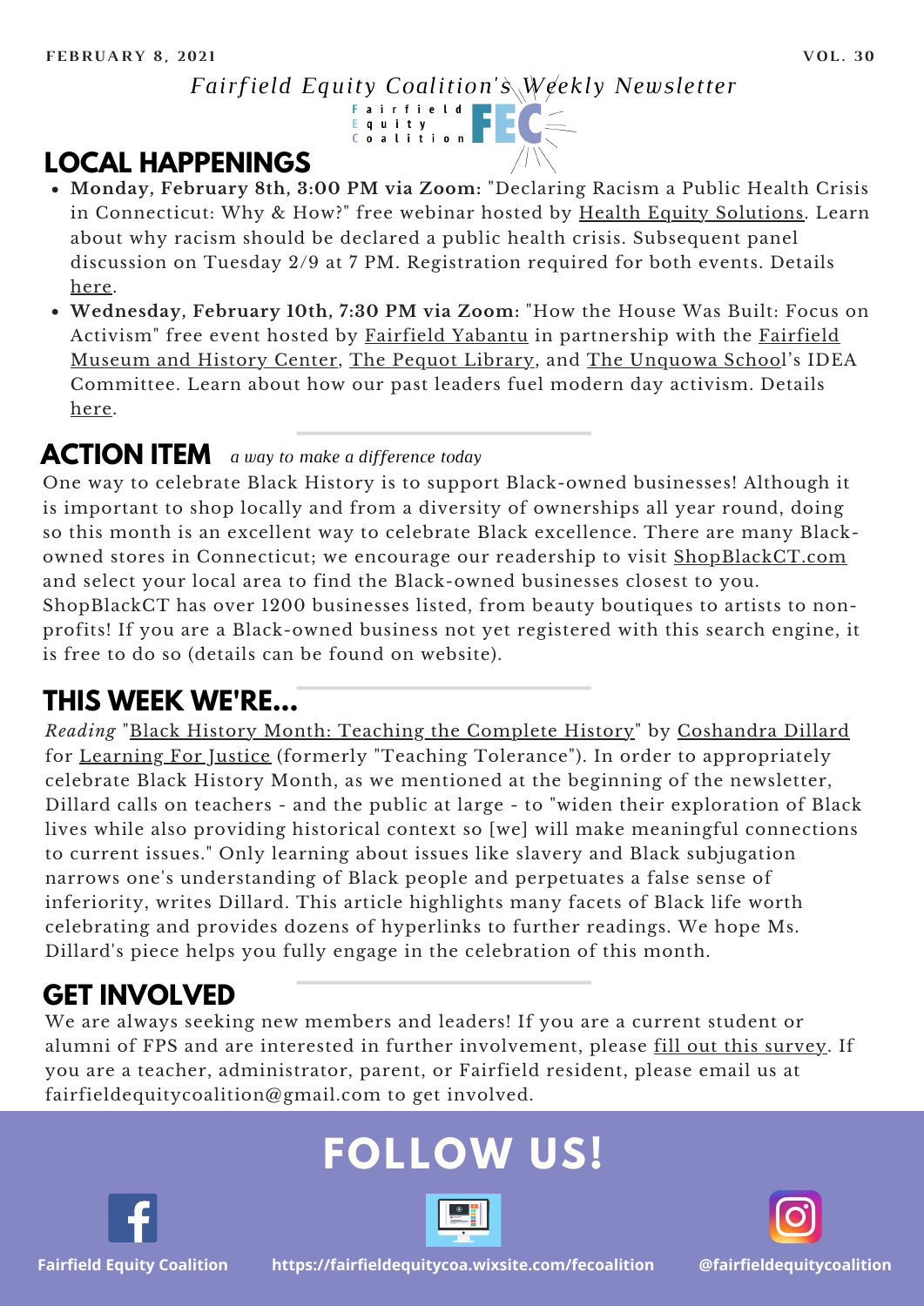FEBRUARY 8, 2021 VOL. 30

*Fairfield Equity Coalition's Weekly Newsletter*

## LOCAL HAPPENINGS

- **Monday, February 8th, 3:00 PM via Zoom:** "Declaring Racism a Public Health Crisis in Connecticut: Why & How?" free webinar hosted by Health Equity Solutions. Learn about why racism should be declared a public health crisis. Subsequent panel discussion on Tuesday 2/9 at 7 PM. Registration required for both events. Details here.
- **Wednesday, February 10th, 7:30 PM via Zoom:** "How the House Was Built: Focus on Activism" free event hosted by Fairfield Yabantu in partnership with the Fairfield Museum and History Center, The Pequot Library, and The Unquowa School's IDEA Committee. Learn about how our past leaders fuel modern day activism. Details here.

## ACTION ITEM

*a way to make a difference today*

One way to celebrate Black History is to support Black-owned businesses! Although it is important to shop locally and from a diversity of ownerships all year round, doing so this month is an excellent way to celebrate Black excellence. There are many Black-owned stores in Connecticut; we encourage our readership to visit ShopBlackCT.com and select your local area to find the Black-owned businesses closest to you. ShopBlackCT has over 1200 businesses listed, from beauty boutiques to artists to non-profits! If you are a Black-owned business not yet registered with this search engine, it is free to do so (details can be found on website).

## THIS WEEK WE'RE...

*Reading* "Black History Month: Teaching the Complete History" by Coshandra Dillard for Learning For Justice (formerly "Teaching Tolerance"). In order to appropriately celebrate Black History Month, as we mentioned at the beginning of the newsletter, Dillard calls on teachers - and the public at large - to "widen their exploration of Black lives while also providing historical context so [we] will make meaningful connections to current issues." Only learning about issues like slavery and Black subjugation narrows one's understanding of Black people and perpetuates a false sense of inferiority, writes Dillard. This article highlights many facets of Black life worth celebrating and provides dozens of hyperlinks to further readings. We hope Ms. Dillard's piece helps you fully engage in the celebration of this month.

## GET INVOLVED

We are always seeking new members and leaders! If you are a current student or alumni of FPS and are interested in further involvement, please fill out this survey. If you are a teacher, administrator, parent, or Fairfield resident, please email us at fairfieldequitycoalition@gmail.com to get involved.

## FOLLOW US!

Fairfield Equity Coalition

https://fairfieldequitycoa.wixsite.com/fecoalition

@fairfieldequitycoalition